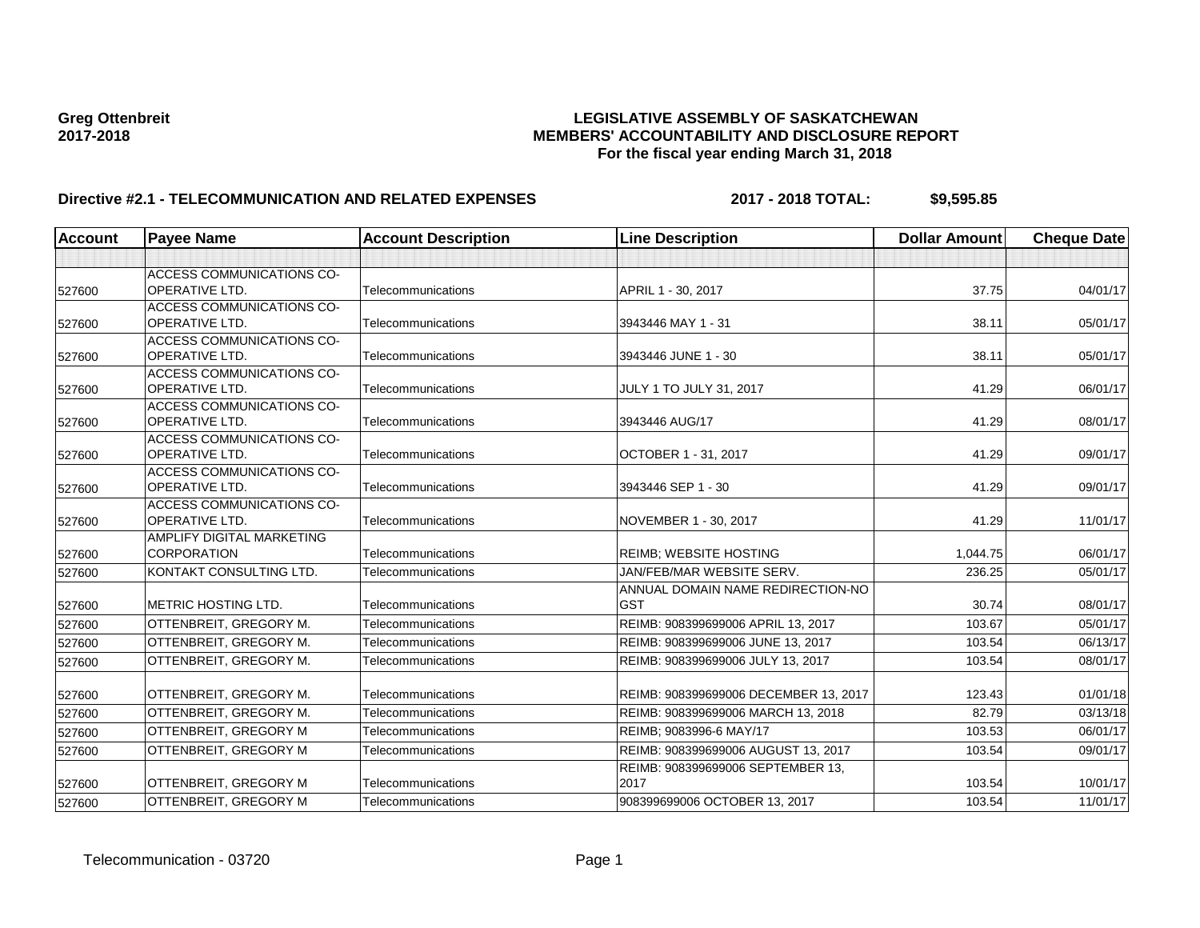**Greg Ottenbreit**
**2017-2018**

**LEGISLATIVE ASSEMBLY OF SASKATCHEWAN**
**MEMBERS' ACCOUNTABILITY AND DISCLOSURE REPORT**
**For the fiscal year ending March 31, 2018**

**Directive #2.1 - TELECOMMUNICATION AND RELATED EXPENSES** **2017 - 2018 TOTAL: $9,595.85**

| Account | Payee Name | Account Description | Line Description | Dollar Amount | Cheque Date |
|---|---|---|---|---|---|
| | | | | | |
| 527600 | ACCESS COMMUNICATIONS CO-OPERATIVE LTD. | Telecommunications | APRIL 1 - 30, 2017 | 37.75 | 04/01/17 |
| 527600 | ACCESS COMMUNICATIONS CO-OPERATIVE LTD. | Telecommunications | 3943446 MAY 1 - 31 | 38.11 | 05/01/17 |
| 527600 | ACCESS COMMUNICATIONS CO-OPERATIVE LTD. | Telecommunications | 3943446 JUNE 1 - 30 | 38.11 | 05/01/17 |
| 527600 | ACCESS COMMUNICATIONS CO-OPERATIVE LTD. | Telecommunications | JULY 1 TO JULY 31, 2017 | 41.29 | 06/01/17 |
| 527600 | ACCESS COMMUNICATIONS CO-OPERATIVE LTD. | Telecommunications | 3943446 AUG/17 | 41.29 | 08/01/17 |
| 527600 | ACCESS COMMUNICATIONS CO-OPERATIVE LTD. | Telecommunications | OCTOBER 1 - 31, 2017 | 41.29 | 09/01/17 |
| 527600 | ACCESS COMMUNICATIONS CO-OPERATIVE LTD. | Telecommunications | 3943446 SEP 1 - 30 | 41.29 | 09/01/17 |
| 527600 | ACCESS COMMUNICATIONS CO-OPERATIVE LTD. | Telecommunications | NOVEMBER 1 - 30, 2017 | 41.29 | 11/01/17 |
| 527600 | AMPLIFY DIGITAL MARKETING CORPORATION | Telecommunications | REIMB; WEBSITE HOSTING | 1,044.75 | 06/01/17 |
| 527600 | KONTAKT CONSULTING LTD. | Telecommunications | JAN/FEB/MAR WEBSITE SERV. | 236.25 | 05/01/17 |
| 527600 | METRIC HOSTING LTD. | Telecommunications | ANNUAL DOMAIN NAME REDIRECTION-NO GST | 30.74 | 08/01/17 |
| 527600 | OTTENBREIT, GREGORY M. | Telecommunications | REIMB: 908399699006 APRIL 13, 2017 | 103.67 | 05/01/17 |
| 527600 | OTTENBREIT, GREGORY M. | Telecommunications | REIMB: 908399699006 JUNE 13, 2017 | 103.54 | 06/13/17 |
| 527600 | OTTENBREIT, GREGORY M. | Telecommunications | REIMB: 908399699006 JULY 13, 2017 | 103.54 | 08/01/17 |
| 527600 | OTTENBREIT, GREGORY M. | Telecommunications | REIMB: 908399699006 DECEMBER 13, 2017 | 123.43 | 01/01/18 |
| 527600 | OTTENBREIT, GREGORY M. | Telecommunications | REIMB: 908399699006 MARCH 13, 2018 | 82.79 | 03/13/18 |
| 527600 | OTTENBREIT, GREGORY M | Telecommunications | REIMB; 9083996-6 MAY/17 | 103.53 | 06/01/17 |
| 527600 | OTTENBREIT, GREGORY M | Telecommunications | REIMB: 908399699006 AUGUST 13, 2017 | 103.54 | 09/01/17 |
| 527600 | OTTENBREIT, GREGORY M | Telecommunications | REIMB: 908399699006 SEPTEMBER 13, 2017 | 103.54 | 10/01/17 |
| 527600 | OTTENBREIT, GREGORY M | Telecommunications | 908399699006 OCTOBER 13, 2017 | 103.54 | 11/01/17 |

Telecommunication - 03720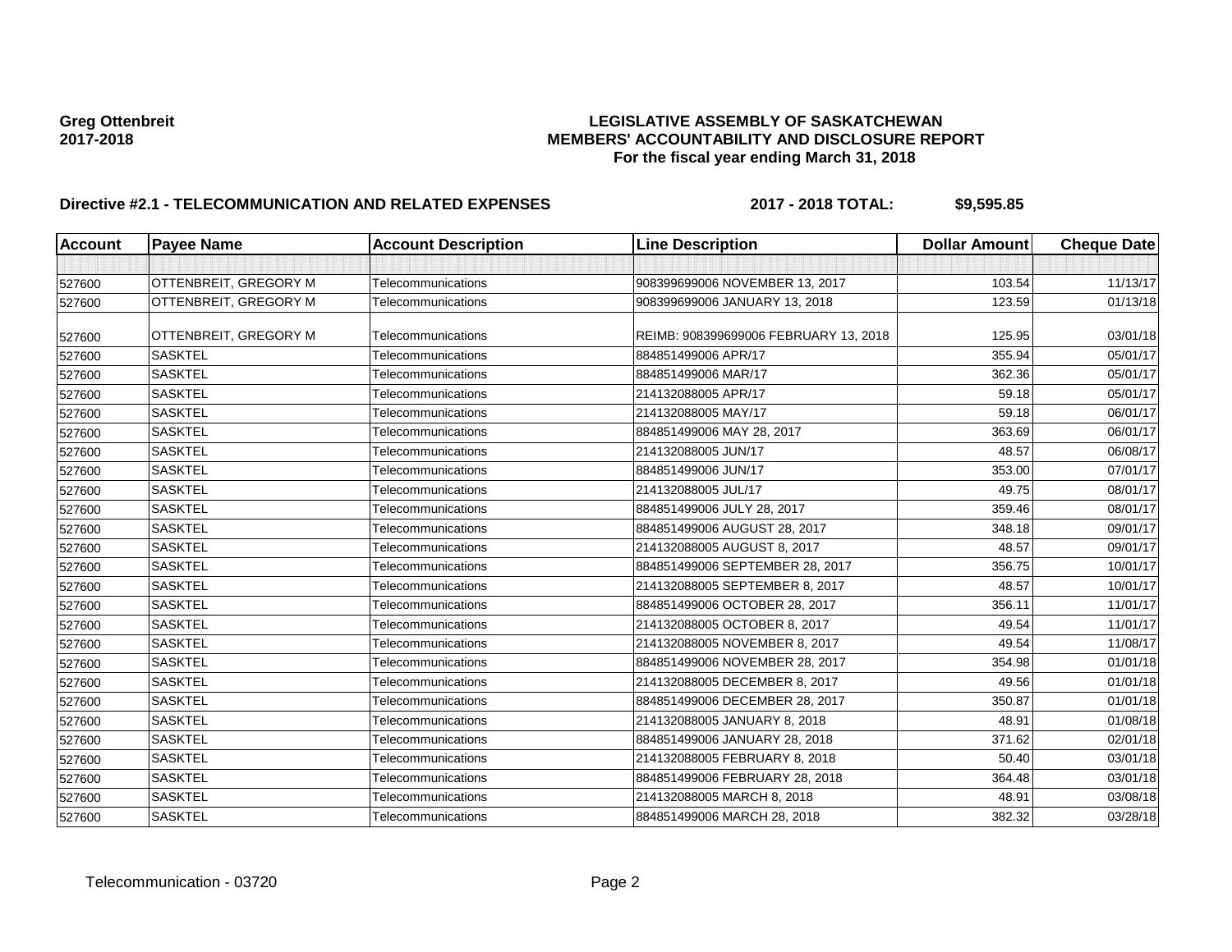**Greg Ottenbreit**
**2017-2018**

**LEGISLATIVE ASSEMBLY OF SASKATCHEWAN**
**MEMBERS' ACCOUNTABILITY AND DISCLOSURE REPORT**
**For the fiscal year ending March 31, 2018**

## Directive #2.1 - TELECOMMUNICATION AND RELATED EXPENSES

**2017 - 2018 TOTAL: $9,595.85**

| Account | Payee Name | Account Description | Line Description | Dollar Amount | Cheque Date |
|---|---|---|---|---|---|
| | | | | | |
| 527600 | OTTENBREIT, GREGORY M | Telecommunications | 908399699006 NOVEMBER 13, 2017 | 103.54 | 11/13/17 |
| 527600 | OTTENBREIT, GREGORY M | Telecommunications | 908399699006 JANUARY 13, 2018 | 123.59 | 01/13/18 |
| 527600 | OTTENBREIT, GREGORY M | Telecommunications | REIMB: 908399699006 FEBRUARY 13, 2018 | 125.95 | 03/01/18 |
| 527600 | SASKTEL | Telecommunications | 884851499006 APR/17 | 355.94 | 05/01/17 |
| 527600 | SASKTEL | Telecommunications | 884851499006 MAR/17 | 362.36 | 05/01/17 |
| 527600 | SASKTEL | Telecommunications | 214132088005 APR/17 | 59.18 | 05/01/17 |
| 527600 | SASKTEL | Telecommunications | 214132088005 MAY/17 | 59.18 | 06/01/17 |
| 527600 | SASKTEL | Telecommunications | 884851499006 MAY 28, 2017 | 363.69 | 06/01/17 |
| 527600 | SASKTEL | Telecommunications | 214132088005 JUN/17 | 48.57 | 06/08/17 |
| 527600 | SASKTEL | Telecommunications | 884851499006 JUN/17 | 353.00 | 07/01/17 |
| 527600 | SASKTEL | Telecommunications | 214132088005 JUL/17 | 49.75 | 08/01/17 |
| 527600 | SASKTEL | Telecommunications | 884851499006 JULY 28, 2017 | 359.46 | 08/01/17 |
| 527600 | SASKTEL | Telecommunications | 884851499006 AUGUST 28, 2017 | 348.18 | 09/01/17 |
| 527600 | SASKTEL | Telecommunications | 214132088005 AUGUST 8, 2017 | 48.57 | 09/01/17 |
| 527600 | SASKTEL | Telecommunications | 884851499006 SEPTEMBER 28, 2017 | 356.75 | 10/01/17 |
| 527600 | SASKTEL | Telecommunications | 214132088005 SEPTEMBER 8, 2017 | 48.57 | 10/01/17 |
| 527600 | SASKTEL | Telecommunications | 884851499006 OCTOBER 28, 2017 | 356.11 | 11/01/17 |
| 527600 | SASKTEL | Telecommunications | 214132088005 OCTOBER 8, 2017 | 49.54 | 11/01/17 |
| 527600 | SASKTEL | Telecommunications | 214132088005 NOVEMBER 8, 2017 | 49.54 | 11/08/17 |
| 527600 | SASKTEL | Telecommunications | 884851499006 NOVEMBER 28, 2017 | 354.98 | 01/01/18 |
| 527600 | SASKTEL | Telecommunications | 214132088005 DECEMBER 8, 2017 | 49.56 | 01/01/18 |
| 527600 | SASKTEL | Telecommunications | 884851499006 DECEMBER 28, 2017 | 350.87 | 01/01/18 |
| 527600 | SASKTEL | Telecommunications | 214132088005 JANUARY 8, 2018 | 48.91 | 01/08/18 |
| 527600 | SASKTEL | Telecommunications | 884851499006 JANUARY 28, 2018 | 371.62 | 02/01/18 |
| 527600 | SASKTEL | Telecommunications | 214132088005 FEBRUARY 8, 2018 | 50.40 | 03/01/18 |
| 527600 | SASKTEL | Telecommunications | 884851499006 FEBRUARY 28, 2018 | 364.48 | 03/01/18 |
| 527600 | SASKTEL | Telecommunications | 214132088005 MARCH 8, 2018 | 48.91 | 03/08/18 |
| 527600 | SASKTEL | Telecommunications | 884851499006 MARCH 28, 2018 | 382.32 | 03/28/18 |

Telecommunication - 03720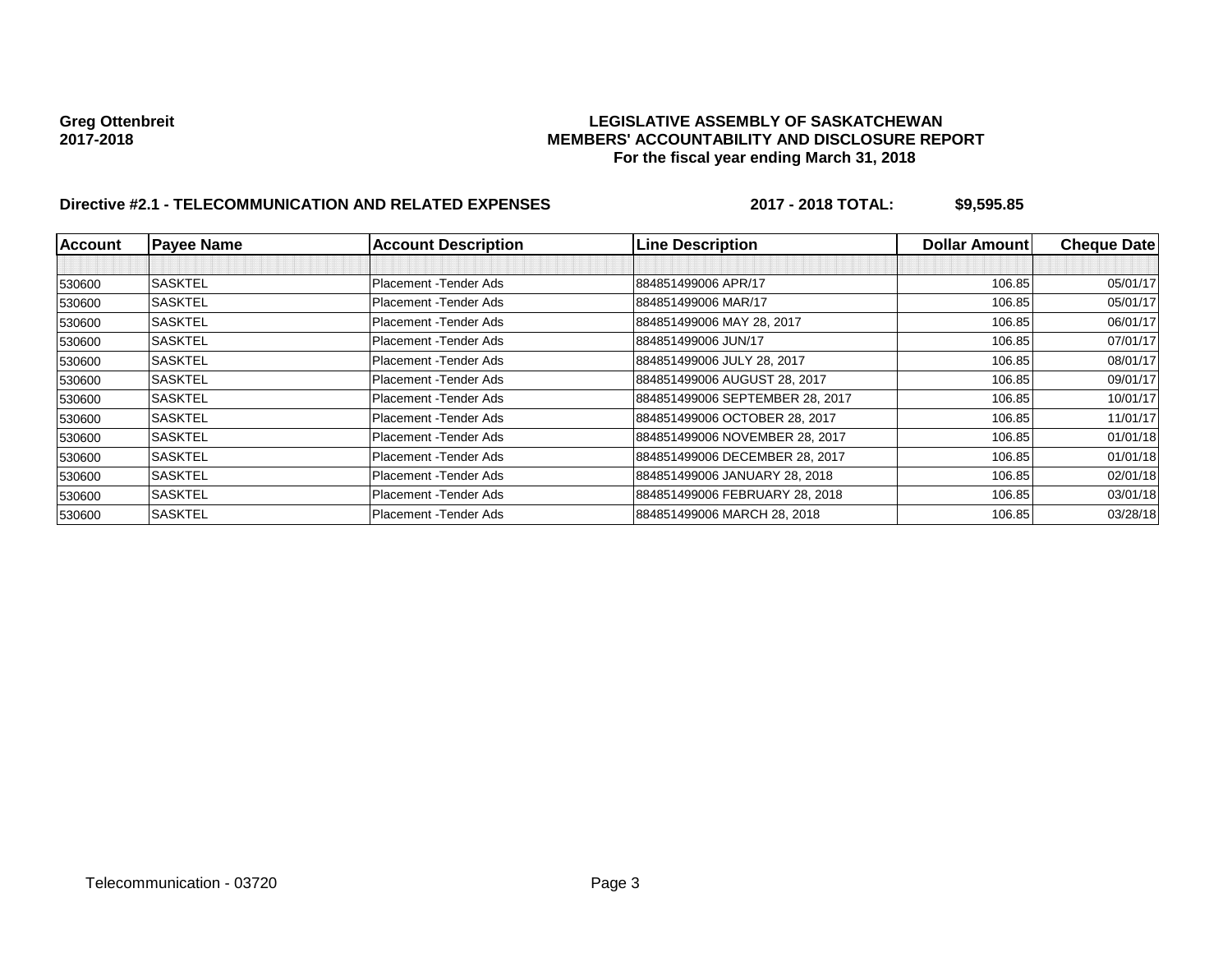**Greg Ottenbreit**
**2017-2018**

**LEGISLATIVE ASSEMBLY OF SASKATCHEWAN**
**MEMBERS' ACCOUNTABILITY AND DISCLOSURE REPORT**
**For the fiscal year ending March 31, 2018**

**Directive #2.1 - TELECOMMUNICATION AND RELATED EXPENSES** **2017 - 2018 TOTAL: $9,595.85**

| Account | Payee Name | Account Description | Line Description | Dollar Amount | Cheque Date |
|---|---|---|---|---|---|
| | | | | | |
| 530600 | SASKTEL | Placement -Tender Ads | 884851499006 APR/17 | 106.85 | 05/01/17 |
| 530600 | SASKTEL | Placement -Tender Ads | 884851499006 MAR/17 | 106.85 | 05/01/17 |
| 530600 | SASKTEL | Placement -Tender Ads | 884851499006 MAY 28, 2017 | 106.85 | 06/01/17 |
| 530600 | SASKTEL | Placement -Tender Ads | 884851499006 JUN/17 | 106.85 | 07/01/17 |
| 530600 | SASKTEL | Placement -Tender Ads | 884851499006 JULY 28, 2017 | 106.85 | 08/01/17 |
| 530600 | SASKTEL | Placement -Tender Ads | 884851499006 AUGUST 28, 2017 | 106.85 | 09/01/17 |
| 530600 | SASKTEL | Placement -Tender Ads | 884851499006 SEPTEMBER 28, 2017 | 106.85 | 10/01/17 |
| 530600 | SASKTEL | Placement -Tender Ads | 884851499006 OCTOBER 28, 2017 | 106.85 | 11/01/17 |
| 530600 | SASKTEL | Placement -Tender Ads | 884851499006 NOVEMBER 28, 2017 | 106.85 | 01/01/18 |
| 530600 | SASKTEL | Placement -Tender Ads | 884851499006 DECEMBER 28, 2017 | 106.85 | 01/01/18 |
| 530600 | SASKTEL | Placement -Tender Ads | 884851499006 JANUARY 28, 2018 | 106.85 | 02/01/18 |
| 530600 | SASKTEL | Placement -Tender Ads | 884851499006 FEBRUARY 28, 2018 | 106.85 | 03/01/18 |
| 530600 | SASKTEL | Placement -Tender Ads | 884851499006 MARCH 28, 2018 | 106.85 | 03/28/18 |

Telecommunication - 03720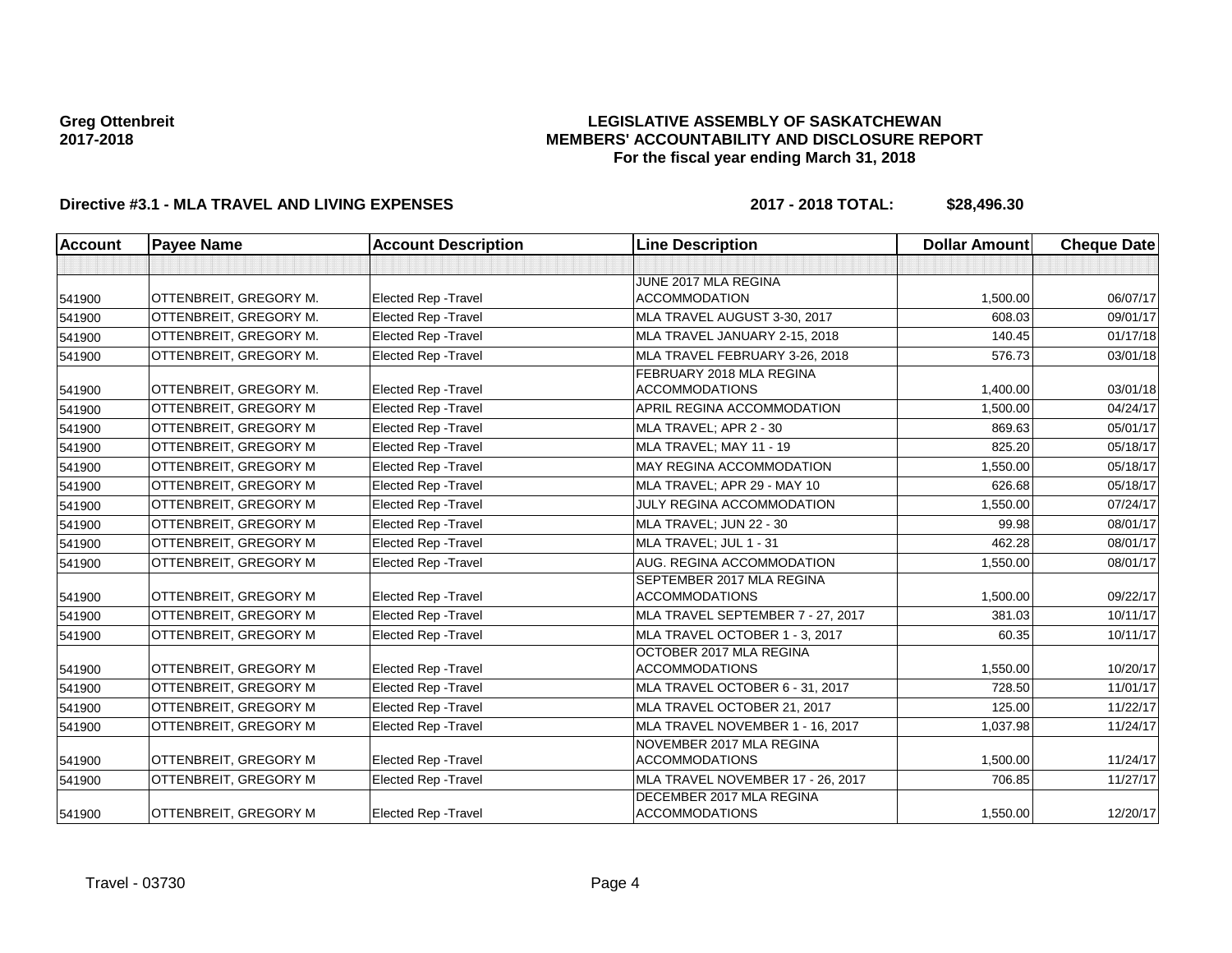**Greg Ottenbreit**
**2017-2018**

# LEGISLATIVE ASSEMBLY OF SASKATCHEWAN
## MEMBERS' ACCOUNTABILITY AND DISCLOSURE REPORT
### For the fiscal year ending March 31, 2018

**Directive #3.1 - MLA TRAVEL AND LIVING EXPENSES** **2017 - 2018 TOTAL: $28,496.30**

| Account | Payee Name | Account Description | Line Description | Dollar Amount | Cheque Date |
|---|---|---|---|---|---|
| | | | | | |
| 541900 | OTTENBREIT, GREGORY M. | Elected Rep -Travel | JUNE 2017 MLA REGINA ACCOMMODATION | 1,500.00 | 06/07/17 |
| 541900 | OTTENBREIT, GREGORY M. | Elected Rep -Travel | MLA TRAVEL AUGUST 3-30, 2017 | 608.03 | 09/01/17 |
| 541900 | OTTENBREIT, GREGORY M. | Elected Rep -Travel | MLA TRAVEL JANUARY 2-15, 2018 | 140.45 | 01/17/18 |
| 541900 | OTTENBREIT, GREGORY M. | Elected Rep -Travel | MLA TRAVEL FEBRUARY 3-26, 2018 | 576.73 | 03/01/18 |
| 541900 | OTTENBREIT, GREGORY M. | Elected Rep -Travel | FEBRUARY 2018 MLA REGINA ACCOMMODATIONS | 1,400.00 | 03/01/18 |
| 541900 | OTTENBREIT, GREGORY M | Elected Rep -Travel | APRIL REGINA ACCOMMODATION | 1,500.00 | 04/24/17 |
| 541900 | OTTENBREIT, GREGORY M | Elected Rep -Travel | MLA TRAVEL; APR 2 - 30 | 869.63 | 05/01/17 |
| 541900 | OTTENBREIT, GREGORY M | Elected Rep -Travel | MLA TRAVEL; MAY 11 - 19 | 825.20 | 05/18/17 |
| 541900 | OTTENBREIT, GREGORY M | Elected Rep -Travel | MAY REGINA ACCOMMODATION | 1,550.00 | 05/18/17 |
| 541900 | OTTENBREIT, GREGORY M | Elected Rep -Travel | MLA TRAVEL; APR 29 - MAY 10 | 626.68 | 05/18/17 |
| 541900 | OTTENBREIT, GREGORY M | Elected Rep -Travel | JULY REGINA ACCOMMODATION | 1,550.00 | 07/24/17 |
| 541900 | OTTENBREIT, GREGORY M | Elected Rep -Travel | MLA TRAVEL; JUN 22 - 30 | 99.98 | 08/01/17 |
| 541900 | OTTENBREIT, GREGORY M | Elected Rep -Travel | MLA TRAVEL; JUL 1 - 31 | 462.28 | 08/01/17 |
| 541900 | OTTENBREIT, GREGORY M | Elected Rep -Travel | AUG. REGINA ACCOMMODATION | 1,550.00 | 08/01/17 |
| 541900 | OTTENBREIT, GREGORY M | Elected Rep -Travel | SEPTEMBER 2017 MLA REGINA ACCOMMODATIONS | 1,500.00 | 09/22/17 |
| 541900 | OTTENBREIT, GREGORY M | Elected Rep -Travel | MLA TRAVEL SEPTEMBER 7 - 27, 2017 | 381.03 | 10/11/17 |
| 541900 | OTTENBREIT, GREGORY M | Elected Rep -Travel | MLA TRAVEL OCTOBER 1 - 3, 2017 | 60.35 | 10/11/17 |
| 541900 | OTTENBREIT, GREGORY M | Elected Rep -Travel | OCTOBER 2017 MLA REGINA ACCOMMODATIONS | 1,550.00 | 10/20/17 |
| 541900 | OTTENBREIT, GREGORY M | Elected Rep -Travel | MLA TRAVEL OCTOBER 6 - 31, 2017 | 728.50 | 11/01/17 |
| 541900 | OTTENBREIT, GREGORY M | Elected Rep -Travel | MLA TRAVEL OCTOBER 21, 2017 | 125.00 | 11/22/17 |
| 541900 | OTTENBREIT, GREGORY M | Elected Rep -Travel | MLA TRAVEL NOVEMBER 1 - 16, 2017 | 1,037.98 | 11/24/17 |
| 541900 | OTTENBREIT, GREGORY M | Elected Rep -Travel | NOVEMBER 2017 MLA REGINA ACCOMMODATIONS | 1,500.00 | 11/24/17 |
| 541900 | OTTENBREIT, GREGORY M | Elected Rep -Travel | MLA TRAVEL NOVEMBER 17 - 26, 2017 | 706.85 | 11/27/17 |
| 541900 | OTTENBREIT, GREGORY M | Elected Rep -Travel | DECEMBER 2017 MLA REGINA ACCOMMODATIONS | 1,550.00 | 12/20/17 |

Travel - 03730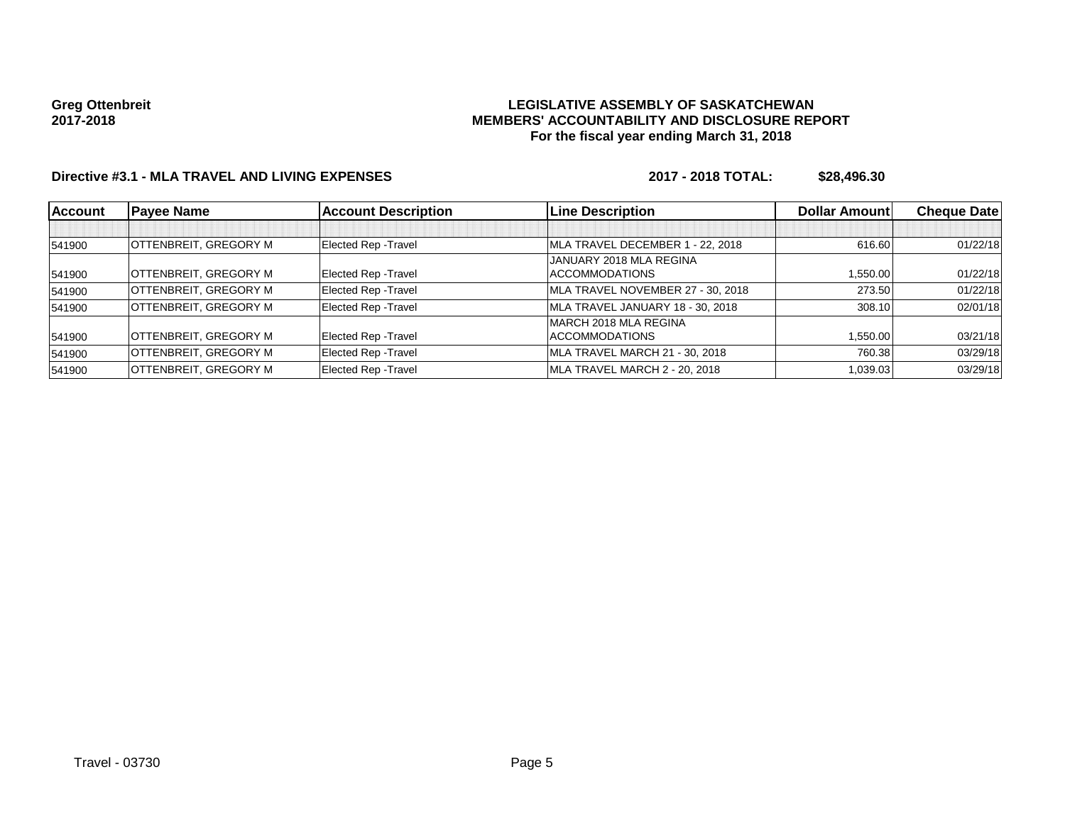**Greg Ottenbreit**
**2017-2018**

**LEGISLATIVE ASSEMBLY OF SASKATCHEWAN**
**MEMBERS' ACCOUNTABILITY AND DISCLOSURE REPORT**
**For the fiscal year ending March 31, 2018**

**Directive #3.1 - MLA TRAVEL AND LIVING EXPENSES** **2017 - 2018 TOTAL: $28,496.30**

| Account | Payee Name | Account Description | Line Description | Dollar Amount | Cheque Date |
|---|---|---|---|---|---|
| | | | | | |
| 541900 | OTTENBREIT, GREGORY M | Elected Rep -Travel | MLA TRAVEL DECEMBER 1 - 22, 2018 | 616.60 | 01/22/18 |
| 541900 | OTTENBREIT, GREGORY M | Elected Rep -Travel | JANUARY 2018 MLA REGINA ACCOMMODATIONS | 1,550.00 | 01/22/18 |
| 541900 | OTTENBREIT, GREGORY M | Elected Rep -Travel | MLA TRAVEL NOVEMBER 27 - 30, 2018 | 273.50 | 01/22/18 |
| 541900 | OTTENBREIT, GREGORY M | Elected Rep -Travel | MLA TRAVEL JANUARY 18 - 30, 2018 | 308.10 | 02/01/18 |
| 541900 | OTTENBREIT, GREGORY M | Elected Rep -Travel | MARCH 2018 MLA REGINA ACCOMMODATIONS | 1,550.00 | 03/21/18 |
| 541900 | OTTENBREIT, GREGORY M | Elected Rep -Travel | MLA TRAVEL MARCH 21 - 30, 2018 | 760.38 | 03/29/18 |
| 541900 | OTTENBREIT, GREGORY M | Elected Rep -Travel | MLA TRAVEL MARCH 2 - 20, 2018 | 1,039.03 | 03/29/18 |

Travel - 03730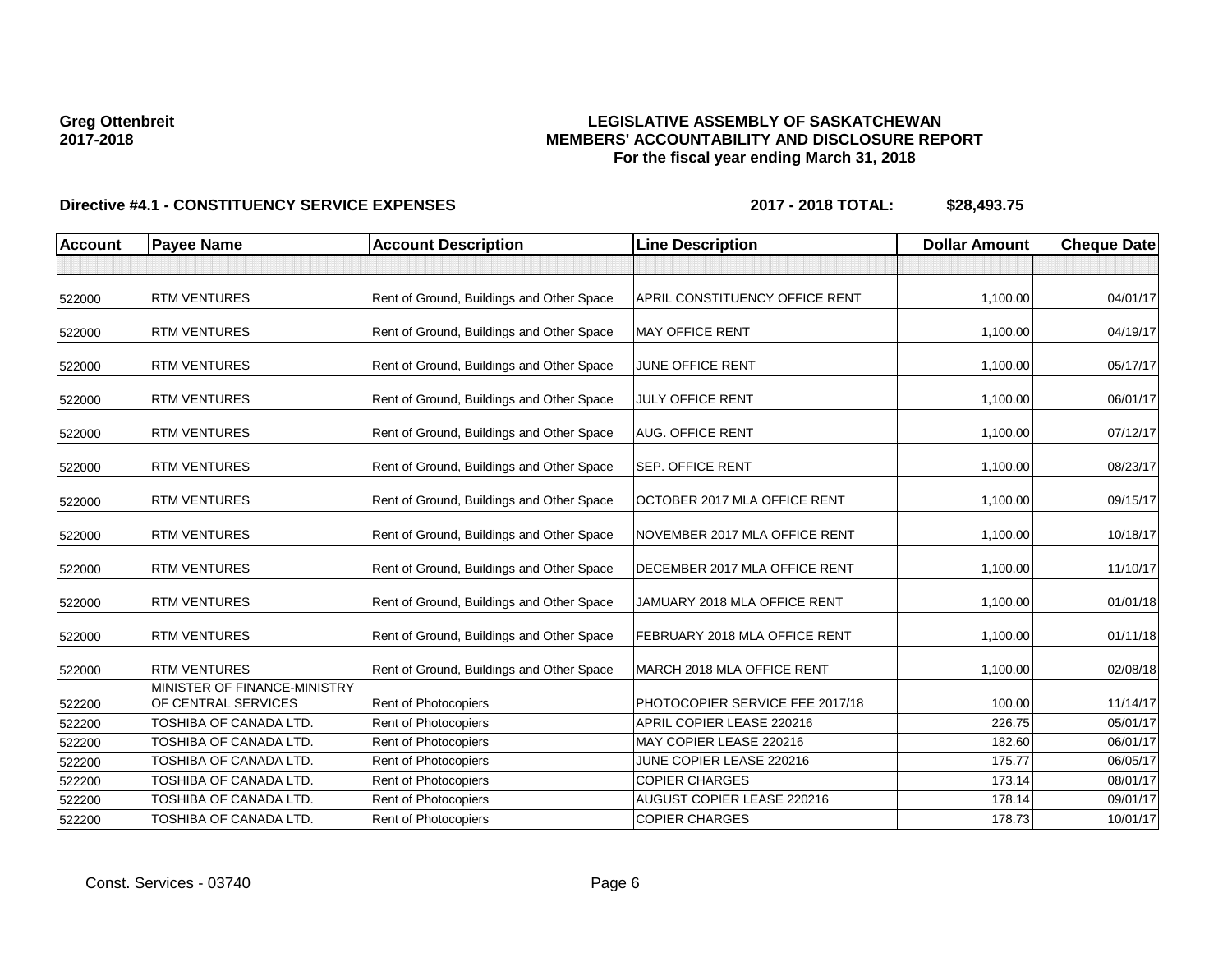**Greg Ottenbreit**
**2017-2018**

**LEGISLATIVE ASSEMBLY OF SASKATCHEWAN**
**MEMBERS' ACCOUNTABILITY AND DISCLOSURE REPORT**
**For the fiscal year ending March 31, 2018**

**Directive #4.1 - CONSTITUENCY SERVICE EXPENSES** **2017 - 2018 TOTAL: $28,493.75**

| Account | Payee Name | Account Description | Line Description | Dollar Amount | Cheque Date |
|---|---|---|---|---|---|
| | | | | | |
| 522000 | RTM VENTURES | Rent of Ground, Buildings and Other Space | APRIL CONSTITUENCY OFFICE RENT | 1,100.00 | 04/01/17 |
| 522000 | RTM VENTURES | Rent of Ground, Buildings and Other Space | MAY OFFICE RENT | 1,100.00 | 04/19/17 |
| 522000 | RTM VENTURES | Rent of Ground, Buildings and Other Space | JUNE OFFICE RENT | 1,100.00 | 05/17/17 |
| 522000 | RTM VENTURES | Rent of Ground, Buildings and Other Space | JULY OFFICE RENT | 1,100.00 | 06/01/17 |
| 522000 | RTM VENTURES | Rent of Ground, Buildings and Other Space | AUG. OFFICE RENT | 1,100.00 | 07/12/17 |
| 522000 | RTM VENTURES | Rent of Ground, Buildings and Other Space | SEP. OFFICE RENT | 1,100.00 | 08/23/17 |
| 522000 | RTM VENTURES | Rent of Ground, Buildings and Other Space | OCTOBER 2017 MLA OFFICE RENT | 1,100.00 | 09/15/17 |
| 522000 | RTM VENTURES | Rent of Ground, Buildings and Other Space | NOVEMBER 2017 MLA OFFICE RENT | 1,100.00 | 10/18/17 |
| 522000 | RTM VENTURES | Rent of Ground, Buildings and Other Space | DECEMBER 2017 MLA OFFICE RENT | 1,100.00 | 11/10/17 |
| 522000 | RTM VENTURES | Rent of Ground, Buildings and Other Space | JAMUARY 2018 MLA OFFICE RENT | 1,100.00 | 01/01/18 |
| 522000 | RTM VENTURES | Rent of Ground, Buildings and Other Space | FEBRUARY 2018 MLA OFFICE RENT | 1,100.00 | 01/11/18 |
| 522000 | RTM VENTURES | Rent of Ground, Buildings and Other Space | MARCH 2018 MLA OFFICE RENT | 1,100.00 | 02/08/18 |
| 522200 | MINISTER OF FINANCE-MINISTRY OF CENTRAL SERVICES | Rent of Photocopiers | PHOTOCOPIER SERVICE FEE 2017/18 | 100.00 | 11/14/17 |
| 522200 | TOSHIBA OF CANADA LTD. | Rent of Photocopiers | APRIL COPIER LEASE 220216 | 226.75 | 05/01/17 |
| 522200 | TOSHIBA OF CANADA LTD. | Rent of Photocopiers | MAY COPIER LEASE 220216 | 182.60 | 06/01/17 |
| 522200 | TOSHIBA OF CANADA LTD. | Rent of Photocopiers | JUNE COPIER LEASE 220216 | 175.77 | 06/05/17 |
| 522200 | TOSHIBA OF CANADA LTD. | Rent of Photocopiers | COPIER CHARGES | 173.14 | 08/01/17 |
| 522200 | TOSHIBA OF CANADA LTD. | Rent of Photocopiers | AUGUST COPIER LEASE 220216 | 178.14 | 09/01/17 |
| 522200 | TOSHIBA OF CANADA LTD. | Rent of Photocopiers | COPIER CHARGES | 178.73 | 10/01/17 |

Const. Services - 03740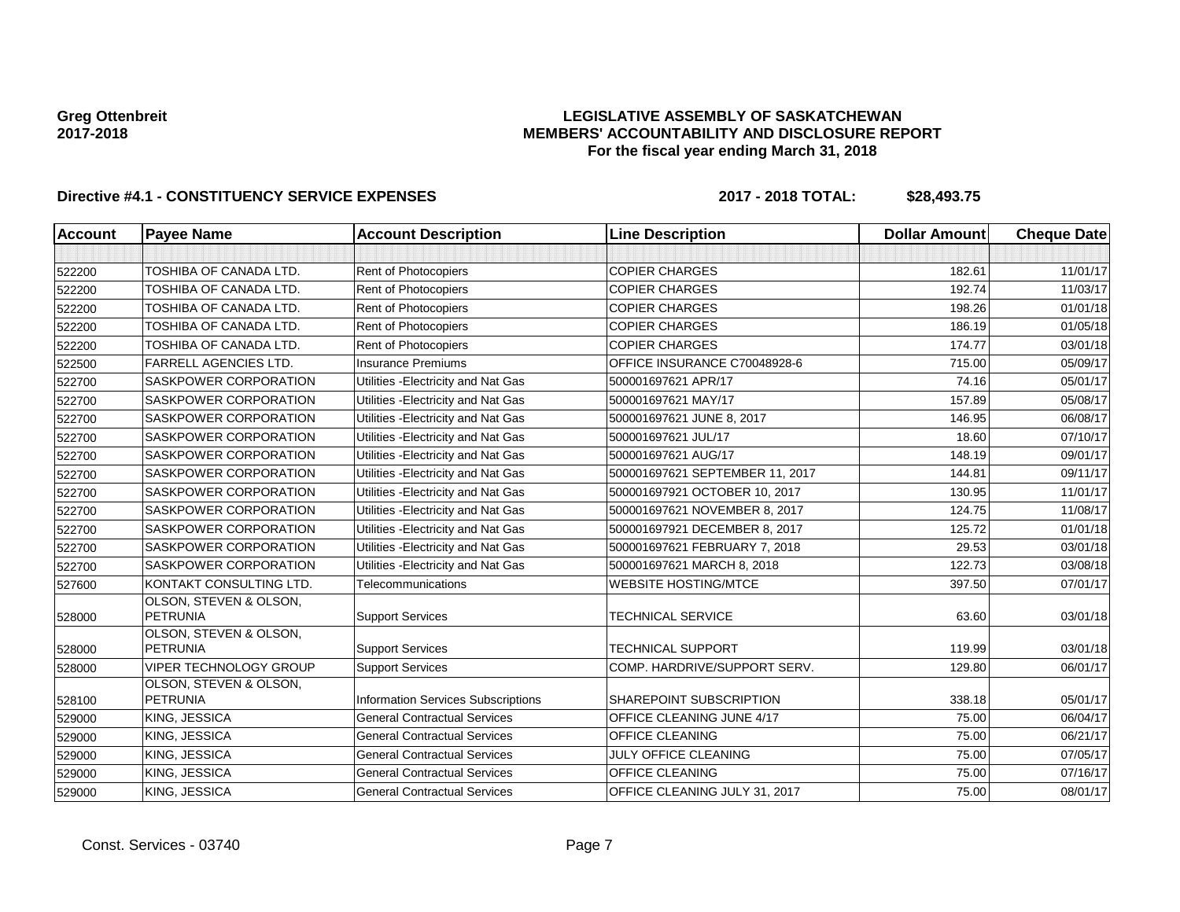**Greg Ottenbreit**
**2017-2018**

# LEGISLATIVE ASSEMBLY OF SASKATCHEWAN
## MEMBERS' ACCOUNTABILITY AND DISCLOSURE REPORT
### For the fiscal year ending March 31, 2018

**Directive #4.1 - CONSTITUENCY SERVICE EXPENSES** **2017 - 2018 TOTAL: $28,493.75**

| Account | Payee Name | Account Description | Line Description | Dollar Amount | Cheque Date |
|---|---|---|---|---|---|
| | | | | | |
| 522200 | TOSHIBA OF CANADA LTD. | Rent of Photocopiers | COPIER CHARGES | 182.61 | 11/01/17 |
| 522200 | TOSHIBA OF CANADA LTD. | Rent of Photocopiers | COPIER CHARGES | 192.74 | 11/03/17 |
| 522200 | TOSHIBA OF CANADA LTD. | Rent of Photocopiers | COPIER CHARGES | 198.26 | 01/01/18 |
| 522200 | TOSHIBA OF CANADA LTD. | Rent of Photocopiers | COPIER CHARGES | 186.19 | 01/05/18 |
| 522200 | TOSHIBA OF CANADA LTD. | Rent of Photocopiers | COPIER CHARGES | 174.77 | 03/01/18 |
| 522500 | FARRELL AGENCIES LTD. | Insurance Premiums | OFFICE INSURANCE C70048928-6 | 715.00 | 05/09/17 |
| 522700 | SASKPOWER CORPORATION | Utilities -Electricity and Nat Gas | 500001697621 APR/17 | 74.16 | 05/01/17 |
| 522700 | SASKPOWER CORPORATION | Utilities -Electricity and Nat Gas | 500001697621 MAY/17 | 157.89 | 05/08/17 |
| 522700 | SASKPOWER CORPORATION | Utilities -Electricity and Nat Gas | 500001697621 JUNE 8, 2017 | 146.95 | 06/08/17 |
| 522700 | SASKPOWER CORPORATION | Utilities -Electricity and Nat Gas | 500001697621 JUL/17 | 18.60 | 07/10/17 |
| 522700 | SASKPOWER CORPORATION | Utilities -Electricity and Nat Gas | 500001697621 AUG/17 | 148.19 | 09/01/17 |
| 522700 | SASKPOWER CORPORATION | Utilities -Electricity and Nat Gas | 500001697621 SEPTEMBER 11, 2017 | 144.81 | 09/11/17 |
| 522700 | SASKPOWER CORPORATION | Utilities -Electricity and Nat Gas | 500001697921 OCTOBER 10, 2017 | 130.95 | 11/01/17 |
| 522700 | SASKPOWER CORPORATION | Utilities -Electricity and Nat Gas | 500001697621 NOVEMBER 8, 2017 | 124.75 | 11/08/17 |
| 522700 | SASKPOWER CORPORATION | Utilities -Electricity and Nat Gas | 500001697921 DECEMBER 8, 2017 | 125.72 | 01/01/18 |
| 522700 | SASKPOWER CORPORATION | Utilities -Electricity and Nat Gas | 500001697621 FEBRUARY 7, 2018 | 29.53 | 03/01/18 |
| 522700 | SASKPOWER CORPORATION | Utilities -Electricity and Nat Gas | 500001697621 MARCH 8, 2018 | 122.73 | 03/08/18 |
| 527600 | KONTAKT CONSULTING LTD. | Telecommunications | WEBSITE HOSTING/MTCE | 397.50 | 07/01/17 |
| 528000 | OLSON, STEVEN & OLSON, PETRUNIA | Support Services | TECHNICAL SERVICE | 63.60 | 03/01/18 |
| 528000 | OLSON, STEVEN & OLSON, PETRUNIA | Support Services | TECHNICAL SUPPORT | 119.99 | 03/01/18 |
| 528000 | VIPER TECHNOLOGY GROUP | Support Services | COMP. HARDRIVE/SUPPORT SERV. | 129.80 | 06/01/17 |
| 528100 | OLSON, STEVEN & OLSON, PETRUNIA | Information Services Subscriptions | SHAREPOINT SUBSCRIPTION | 338.18 | 05/01/17 |
| 529000 | KING, JESSICA | General Contractual Services | OFFICE CLEANING JUNE 4/17 | 75.00 | 06/04/17 |
| 529000 | KING, JESSICA | General Contractual Services | OFFICE CLEANING | 75.00 | 06/21/17 |
| 529000 | KING, JESSICA | General Contractual Services | JULY OFFICE CLEANING | 75.00 | 07/05/17 |
| 529000 | KING, JESSICA | General Contractual Services | OFFICE CLEANING | 75.00 | 07/16/17 |
| 529000 | KING, JESSICA | General Contractual Services | OFFICE CLEANING JULY 31, 2017 | 75.00 | 08/01/17 |

Const. Services - 03740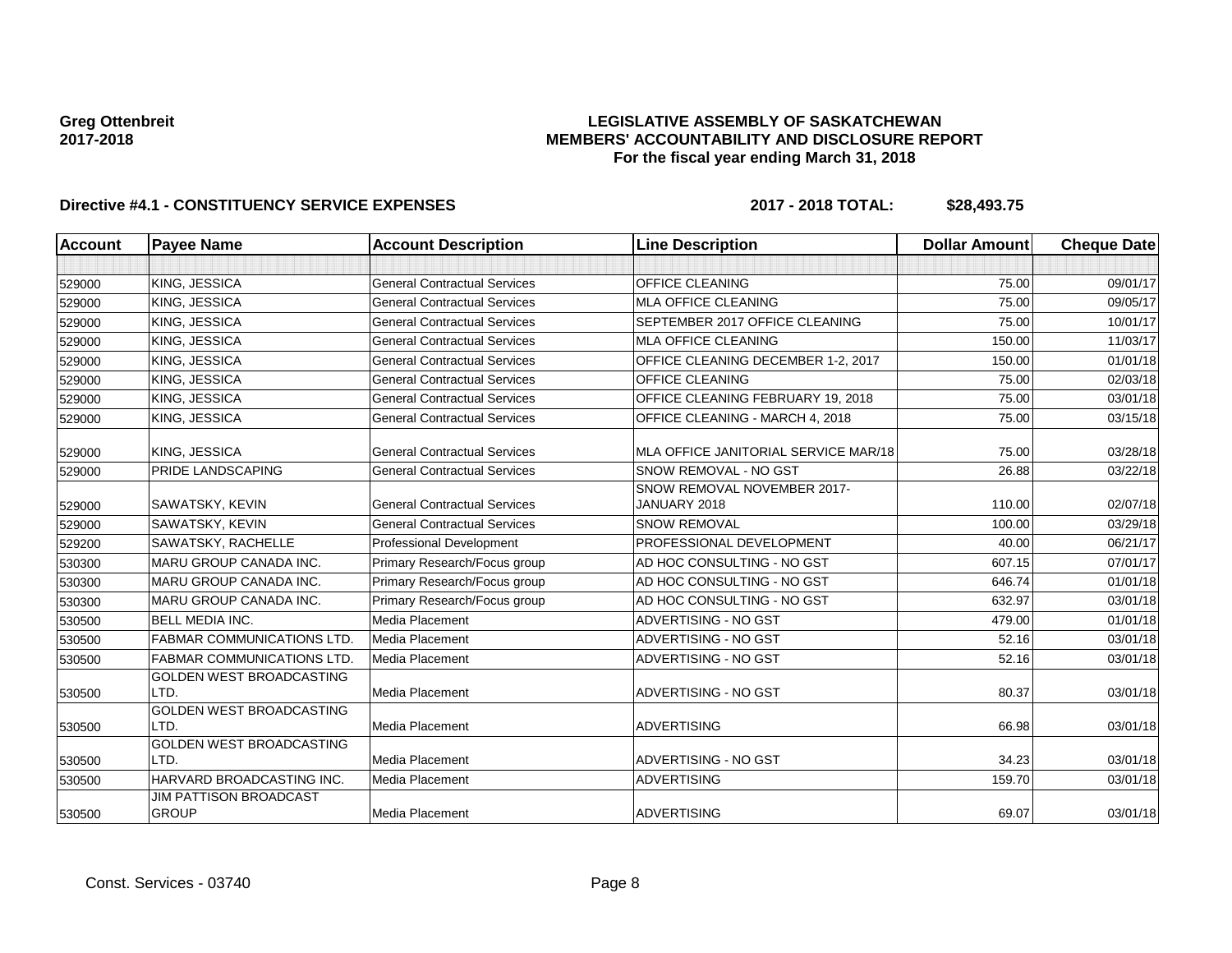**Greg Ottenbreit**
**2017-2018**

**LEGISLATIVE ASSEMBLY OF SASKATCHEWAN**
**MEMBERS' ACCOUNTABILITY AND DISCLOSURE REPORT**
**For the fiscal year ending March 31, 2018**

**Directive #4.1 - CONSTITUENCY SERVICE EXPENSES** **2017 - 2018 TOTAL: $28,493.75**

| Account | Payee Name | Account Description | Line Description | Dollar Amount | Cheque Date |
|---|---|---|---|---|---|
| | | | | | |
| 529000 | KING, JESSICA | General Contractual Services | OFFICE CLEANING | 75.00 | 09/01/17 |
| 529000 | KING, JESSICA | General Contractual Services | MLA OFFICE CLEANING | 75.00 | 09/05/17 |
| 529000 | KING, JESSICA | General Contractual Services | SEPTEMBER 2017 OFFICE CLEANING | 75.00 | 10/01/17 |
| 529000 | KING, JESSICA | General Contractual Services | MLA OFFICE CLEANING | 150.00 | 11/03/17 |
| 529000 | KING, JESSICA | General Contractual Services | OFFICE CLEANING DECEMBER 1-2, 2017 | 150.00 | 01/01/18 |
| 529000 | KING, JESSICA | General Contractual Services | OFFICE CLEANING | 75.00 | 02/03/18 |
| 529000 | KING, JESSICA | General Contractual Services | OFFICE CLEANING FEBRUARY 19, 2018 | 75.00 | 03/01/18 |
| 529000 | KING, JESSICA | General Contractual Services | OFFICE CLEANING - MARCH 4, 2018 | 75.00 | 03/15/18 |
| 529000 | KING, JESSICA | General Contractual Services | MLA OFFICE JANITORIAL SERVICE MAR/18 | 75.00 | 03/28/18 |
| 529000 | PRIDE LANDSCAPING | General Contractual Services | SNOW REMOVAL - NO GST | 26.88 | 03/22/18 |
| 529000 | SAWATSKY, KEVIN | General Contractual Services | SNOW REMOVAL NOVEMBER 2017-JANUARY 2018 | 110.00 | 02/07/18 |
| 529000 | SAWATSKY, KEVIN | General Contractual Services | SNOW REMOVAL | 100.00 | 03/29/18 |
| 529200 | SAWATSKY, RACHELLE | Professional Development | PROFESSIONAL DEVELOPMENT | 40.00 | 06/21/17 |
| 530300 | MARU GROUP CANADA INC. | Primary Research/Focus group | AD HOC CONSULTING - NO GST | 607.15 | 07/01/17 |
| 530300 | MARU GROUP CANADA INC. | Primary Research/Focus group | AD HOC CONSULTING - NO GST | 646.74 | 01/01/18 |
| 530300 | MARU GROUP CANADA INC. | Primary Research/Focus group | AD HOC CONSULTING - NO GST | 632.97 | 03/01/18 |
| 530500 | BELL MEDIA INC. | Media Placement | ADVERTISING - NO GST | 479.00 | 01/01/18 |
| 530500 | FABMAR COMMUNICATIONS LTD. | Media Placement | ADVERTISING - NO GST | 52.16 | 03/01/18 |
| 530500 | FABMAR COMMUNICATIONS LTD. | Media Placement | ADVERTISING - NO GST | 52.16 | 03/01/18 |
| 530500 | GOLDEN WEST BROADCASTING LTD. | Media Placement | ADVERTISING - NO GST | 80.37 | 03/01/18 |
| 530500 | GOLDEN WEST BROADCASTING LTD. | Media Placement | ADVERTISING | 66.98 | 03/01/18 |
| 530500 | GOLDEN WEST BROADCASTING LTD. | Media Placement | ADVERTISING - NO GST | 34.23 | 03/01/18 |
| 530500 | HARVARD BROADCASTING INC. | Media Placement | ADVERTISING | 159.70 | 03/01/18 |
| 530500 | JIM PATTISON BROADCAST GROUP | Media Placement | ADVERTISING | 69.07 | 03/01/18 |

Const. Services - 03740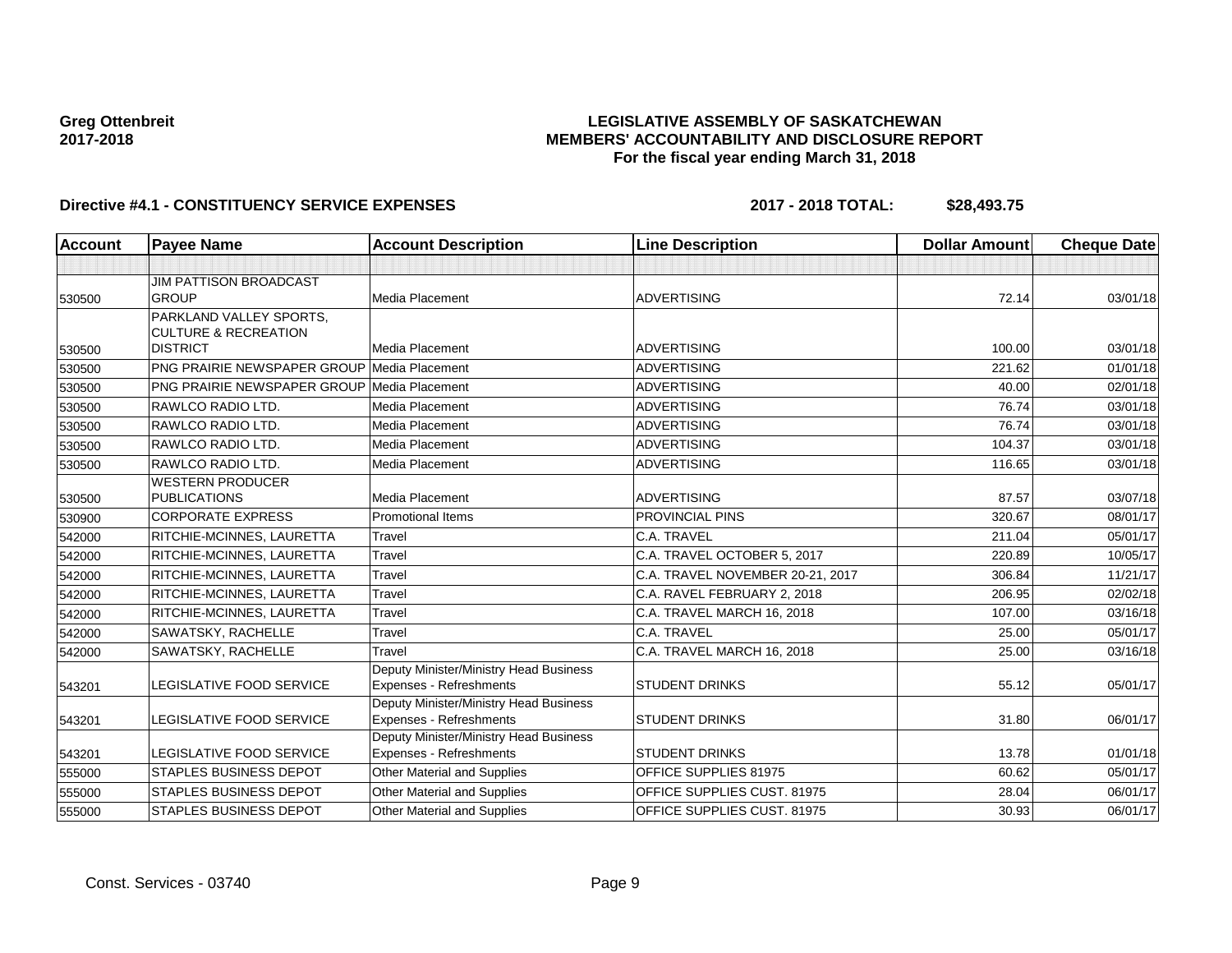**Greg Ottenbreit**
**2017-2018**

**LEGISLATIVE ASSEMBLY OF SASKATCHEWAN**
**MEMBERS' ACCOUNTABILITY AND DISCLOSURE REPORT**
**For the fiscal year ending March 31, 2018**

**Directive #4.1 - CONSTITUENCY SERVICE EXPENSES** **2017 - 2018 TOTAL: $28,493.75**

| Account | Payee Name | Account Description | Line Description | Dollar Amount | Cheque Date |
|---|---|---|---|---|---|
| | | | | | |
| 530500 | JIM PATTISON BROADCAST GROUP | Media Placement | ADVERTISING | 72.14 | 03/01/18 |
| 530500 | PARKLAND VALLEY SPORTS, CULTURE & RECREATION DISTRICT | Media Placement | ADVERTISING | 100.00 | 03/01/18 |
| 530500 | PNG PRAIRIE NEWSPAPER GROUP | Media Placement | ADVERTISING | 221.62 | 01/01/18 |
| 530500 | PNG PRAIRIE NEWSPAPER GROUP | Media Placement | ADVERTISING | 40.00 | 02/01/18 |
| 530500 | RAWLCO RADIO LTD. | Media Placement | ADVERTISING | 76.74 | 03/01/18 |
| 530500 | RAWLCO RADIO LTD. | Media Placement | ADVERTISING | 76.74 | 03/01/18 |
| 530500 | RAWLCO RADIO LTD. | Media Placement | ADVERTISING | 104.37 | 03/01/18 |
| 530500 | RAWLCO RADIO LTD. | Media Placement | ADVERTISING | 116.65 | 03/01/18 |
| 530500 | WESTERN PRODUCER PUBLICATIONS | Media Placement | ADVERTISING | 87.57 | 03/07/18 |
| 530900 | CORPORATE EXPRESS | Promotional Items | PROVINCIAL PINS | 320.67 | 08/01/17 |
| 542000 | RITCHIE-MCINNES, LAURETTA | Travel | C.A. TRAVEL | 211.04 | 05/01/17 |
| 542000 | RITCHIE-MCINNES, LAURETTA | Travel | C.A. TRAVEL OCTOBER 5, 2017 | 220.89 | 10/05/17 |
| 542000 | RITCHIE-MCINNES, LAURETTA | Travel | C.A. TRAVEL NOVEMBER 20-21, 2017 | 306.84 | 11/21/17 |
| 542000 | RITCHIE-MCINNES, LAURETTA | Travel | C.A. RAVEL FEBRUARY 2, 2018 | 206.95 | 02/02/18 |
| 542000 | RITCHIE-MCINNES, LAURETTA | Travel | C.A. TRAVEL MARCH 16, 2018 | 107.00 | 03/16/18 |
| 542000 | SAWATSKY, RACHELLE | Travel | C.A. TRAVEL | 25.00 | 05/01/17 |
| 542000 | SAWATSKY, RACHELLE | Travel | C.A. TRAVEL MARCH 16, 2018 | 25.00 | 03/16/18 |
| 543201 | LEGISLATIVE FOOD SERVICE | Deputy Minister/Ministry Head Business Expenses - Refreshments | STUDENT DRINKS | 55.12 | 05/01/17 |
| 543201 | LEGISLATIVE FOOD SERVICE | Deputy Minister/Ministry Head Business Expenses - Refreshments | STUDENT DRINKS | 31.80 | 06/01/17 |
| 543201 | LEGISLATIVE FOOD SERVICE | Deputy Minister/Ministry Head Business Expenses - Refreshments | STUDENT DRINKS | 13.78 | 01/01/18 |
| 555000 | STAPLES BUSINESS DEPOT | Other Material and Supplies | OFFICE SUPPLIES 81975 | 60.62 | 05/01/17 |
| 555000 | STAPLES BUSINESS DEPOT | Other Material and Supplies | OFFICE SUPPLIES CUST. 81975 | 28.04 | 06/01/17 |
| 555000 | STAPLES BUSINESS DEPOT | Other Material and Supplies | OFFICE SUPPLIES CUST. 81975 | 30.93 | 06/01/17 |

Const. Services - 03740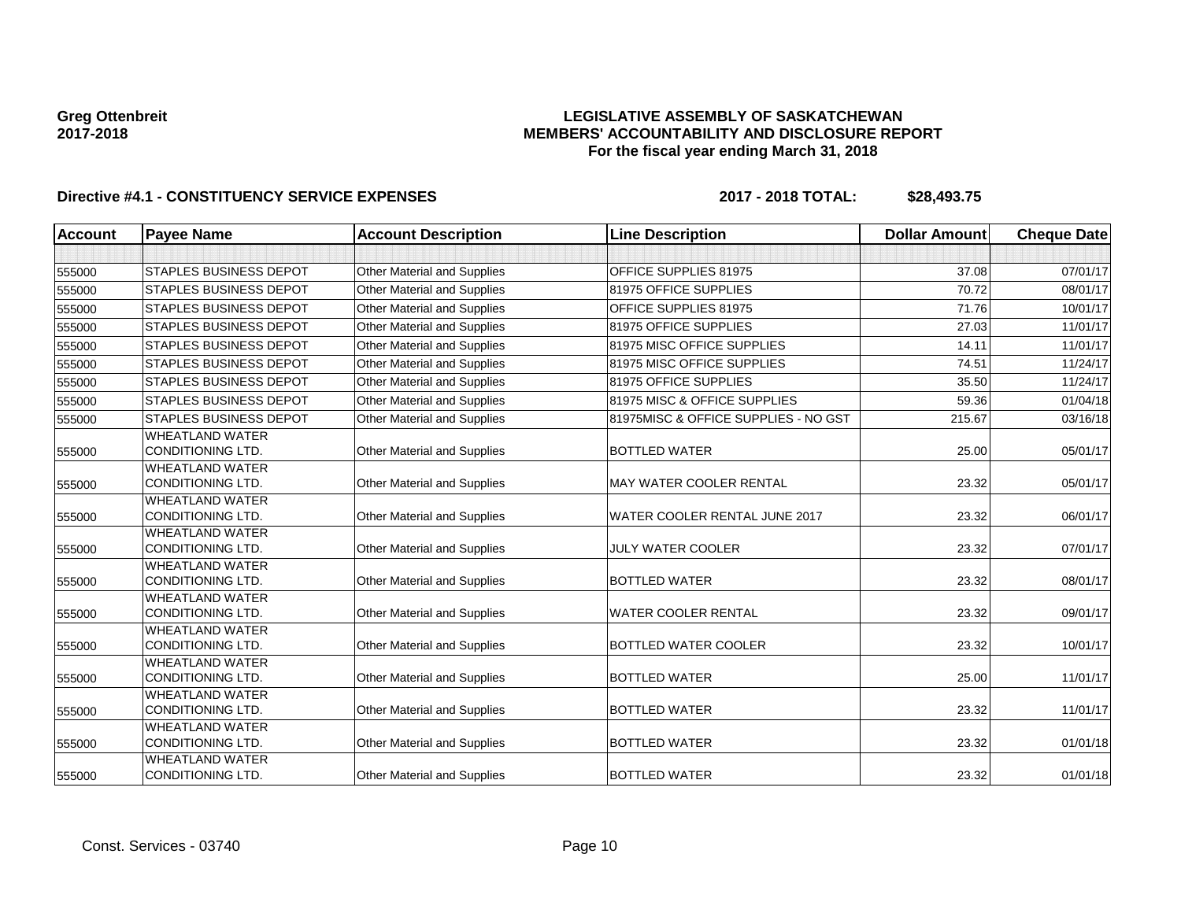**Greg Ottenbreit**
**2017-2018**

# LEGISLATIVE ASSEMBLY OF SASKATCHEWAN
## MEMBERS' ACCOUNTABILITY AND DISCLOSURE REPORT
### For the fiscal year ending March 31, 2018

**Directive #4.1 - CONSTITUENCY SERVICE EXPENSES** **2017 - 2018 TOTAL: $28,493.75**

| Account | Payee Name | Account Description | Line Description | Dollar Amount | Cheque Date |
|---|---|---|---|---|---|
| | | | | | |
| 555000 | STAPLES BUSINESS DEPOT | Other Material and Supplies | OFFICE SUPPLIES 81975 | 37.08 | 07/01/17 |
| 555000 | STAPLES BUSINESS DEPOT | Other Material and Supplies | 81975 OFFICE SUPPLIES | 70.72 | 08/01/17 |
| 555000 | STAPLES BUSINESS DEPOT | Other Material and Supplies | OFFICE SUPPLIES 81975 | 71.76 | 10/01/17 |
| 555000 | STAPLES BUSINESS DEPOT | Other Material and Supplies | 81975 OFFICE SUPPLIES | 27.03 | 11/01/17 |
| 555000 | STAPLES BUSINESS DEPOT | Other Material and Supplies | 81975 MISC OFFICE SUPPLIES | 14.11 | 11/01/17 |
| 555000 | STAPLES BUSINESS DEPOT | Other Material and Supplies | 81975 MISC OFFICE SUPPLIES | 74.51 | 11/24/17 |
| 555000 | STAPLES BUSINESS DEPOT | Other Material and Supplies | 81975 OFFICE SUPPLIES | 35.50 | 11/24/17 |
| 555000 | STAPLES BUSINESS DEPOT | Other Material and Supplies | 81975 MISC & OFFICE SUPPLIES | 59.36 | 01/04/18 |
| 555000 | STAPLES BUSINESS DEPOT | Other Material and Supplies | 81975MISC & OFFICE SUPPLIES - NO GST | 215.67 | 03/16/18 |
| 555000 | WHEATLAND WATER CONDITIONING LTD. | Other Material and Supplies | BOTTLED WATER | 25.00 | 05/01/17 |
| 555000 | WHEATLAND WATER CONDITIONING LTD. | Other Material and Supplies | MAY WATER COOLER RENTAL | 23.32 | 05/01/17 |
| 555000 | WHEATLAND WATER CONDITIONING LTD. | Other Material and Supplies | WATER COOLER RENTAL JUNE 2017 | 23.32 | 06/01/17 |
| 555000 | WHEATLAND WATER CONDITIONING LTD. | Other Material and Supplies | JULY WATER COOLER | 23.32 | 07/01/17 |
| 555000 | WHEATLAND WATER CONDITIONING LTD. | Other Material and Supplies | BOTTLED WATER | 23.32 | 08/01/17 |
| 555000 | WHEATLAND WATER CONDITIONING LTD. | Other Material and Supplies | WATER COOLER RENTAL | 23.32 | 09/01/17 |
| 555000 | WHEATLAND WATER CONDITIONING LTD. | Other Material and Supplies | BOTTLED WATER COOLER | 23.32 | 10/01/17 |
| 555000 | WHEATLAND WATER CONDITIONING LTD. | Other Material and Supplies | BOTTLED WATER | 25.00 | 11/01/17 |
| 555000 | WHEATLAND WATER CONDITIONING LTD. | Other Material and Supplies | BOTTLED WATER | 23.32 | 11/01/17 |
| 555000 | WHEATLAND WATER CONDITIONING LTD. | Other Material and Supplies | BOTTLED WATER | 23.32 | 01/01/18 |
| 555000 | WHEATLAND WATER CONDITIONING LTD. | Other Material and Supplies | BOTTLED WATER | 23.32 | 01/01/18 |

Const. Services - 03740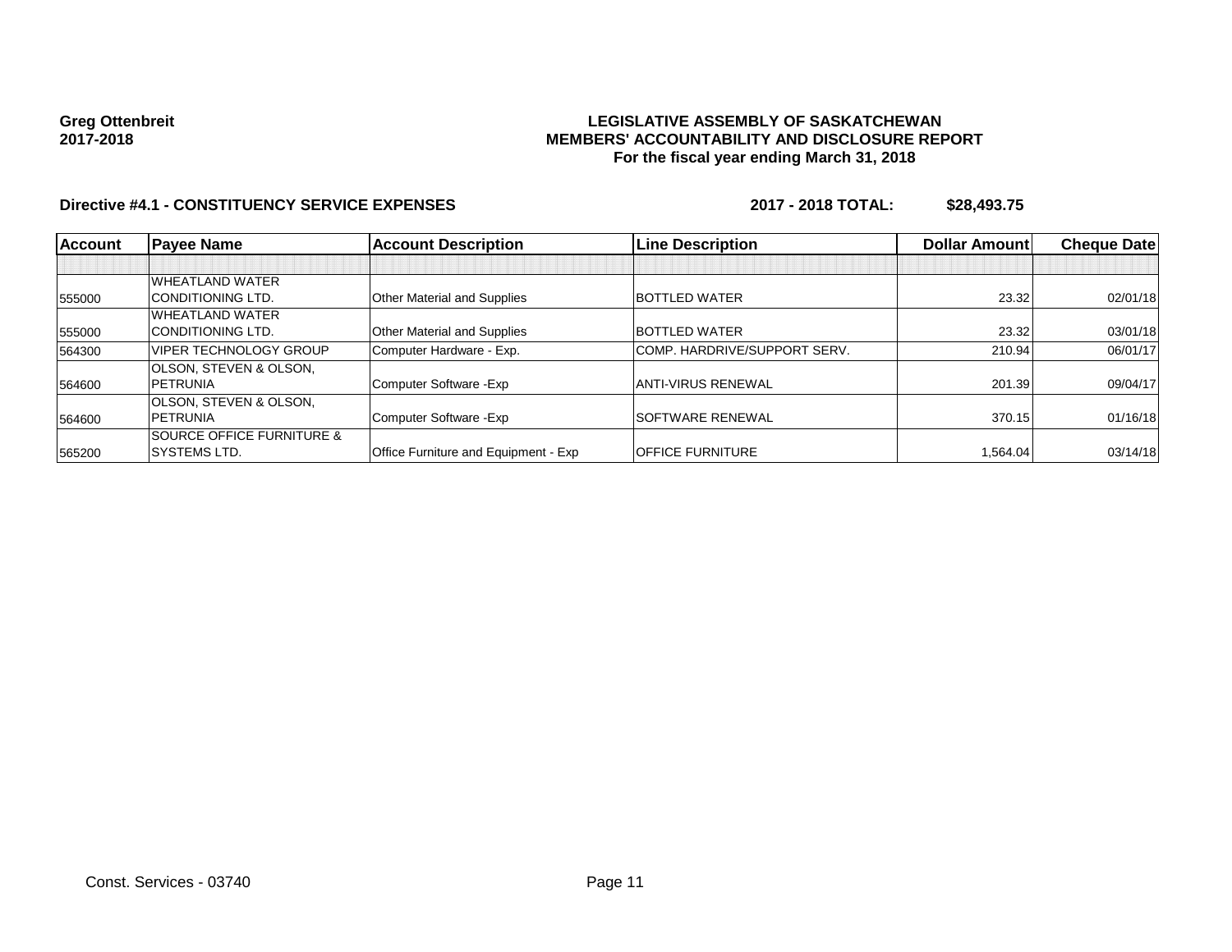**Greg Ottenbreit**
**2017-2018**

**LEGISLATIVE ASSEMBLY OF SASKATCHEWAN**
**MEMBERS' ACCOUNTABILITY AND DISCLOSURE REPORT**
**For the fiscal year ending March 31, 2018**

**Directive #4.1 - CONSTITUENCY SERVICE EXPENSES** **2017 - 2018 TOTAL: $28,493.75**

| Account | Payee Name | Account Description | Line Description | Dollar Amount | Cheque Date |
|---|---|---|---|---|---|
| | | | | | |
| 555000 | WHEATLAND WATER CONDITIONING LTD. | Other Material and Supplies | BOTTLED WATER | 23.32 | 02/01/18 |
| 555000 | WHEATLAND WATER CONDITIONING LTD. | Other Material and Supplies | BOTTLED WATER | 23.32 | 03/01/18 |
| 564300 | VIPER TECHNOLOGY GROUP | Computer Hardware - Exp. | COMP. HARDRIVE/SUPPORT SERV. | 210.94 | 06/01/17 |
| 564600 | OLSON, STEVEN & OLSON, PETRUNIA | Computer Software -Exp | ANTI-VIRUS RENEWAL | 201.39 | 09/04/17 |
| 564600 | OLSON, STEVEN & OLSON, PETRUNIA | Computer Software -Exp | SOFTWARE RENEWAL | 370.15 | 01/16/18 |
| 565200 | SOURCE OFFICE FURNITURE & SYSTEMS LTD. | Office Furniture and Equipment - Exp | OFFICE FURNITURE | 1,564.04 | 03/14/18 |

Const. Services - 03740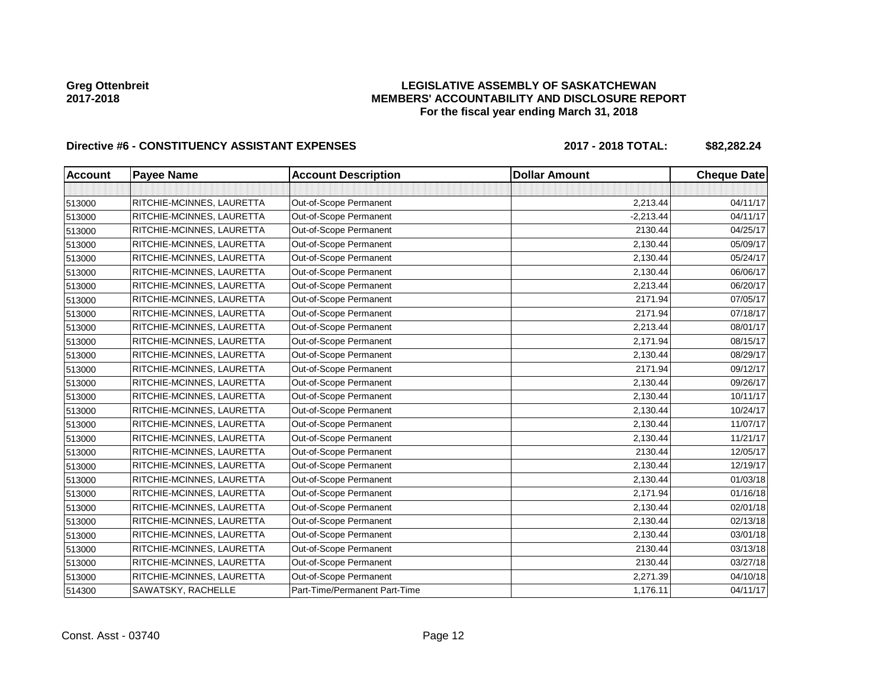**Greg Ottenbreit**
**2017-2018**

**LEGISLATIVE ASSEMBLY OF SASKATCHEWAN**
**MEMBERS' ACCOUNTABILITY AND DISCLOSURE REPORT**
**For the fiscal year ending March 31, 2018**

### Directive #6 - CONSTITUENCY ASSISTANT EXPENSES — 2017 - 2018 TOTAL: $82,282.24

| Account | Payee Name | Account Description | Dollar Amount | Cheque Date |
|---|---|---|---|---|
| | | | | |
| 513000 | RITCHIE-MCINNES, LAURETTA | Out-of-Scope Permanent | 2,213.44 | 04/11/17 |
| 513000 | RITCHIE-MCINNES, LAURETTA | Out-of-Scope Permanent | -2,213.44 | 04/11/17 |
| 513000 | RITCHIE-MCINNES, LAURETTA | Out-of-Scope Permanent | 2130.44 | 04/25/17 |
| 513000 | RITCHIE-MCINNES, LAURETTA | Out-of-Scope Permanent | 2,130.44 | 05/09/17 |
| 513000 | RITCHIE-MCINNES, LAURETTA | Out-of-Scope Permanent | 2,130.44 | 05/24/17 |
| 513000 | RITCHIE-MCINNES, LAURETTA | Out-of-Scope Permanent | 2,130.44 | 06/06/17 |
| 513000 | RITCHIE-MCINNES, LAURETTA | Out-of-Scope Permanent | 2,213.44 | 06/20/17 |
| 513000 | RITCHIE-MCINNES, LAURETTA | Out-of-Scope Permanent | 2171.94 | 07/05/17 |
| 513000 | RITCHIE-MCINNES, LAURETTA | Out-of-Scope Permanent | 2171.94 | 07/18/17 |
| 513000 | RITCHIE-MCINNES, LAURETTA | Out-of-Scope Permanent | 2,213.44 | 08/01/17 |
| 513000 | RITCHIE-MCINNES, LAURETTA | Out-of-Scope Permanent | 2,171.94 | 08/15/17 |
| 513000 | RITCHIE-MCINNES, LAURETTA | Out-of-Scope Permanent | 2,130.44 | 08/29/17 |
| 513000 | RITCHIE-MCINNES, LAURETTA | Out-of-Scope Permanent | 2171.94 | 09/12/17 |
| 513000 | RITCHIE-MCINNES, LAURETTA | Out-of-Scope Permanent | 2,130.44 | 09/26/17 |
| 513000 | RITCHIE-MCINNES, LAURETTA | Out-of-Scope Permanent | 2,130.44 | 10/11/17 |
| 513000 | RITCHIE-MCINNES, LAURETTA | Out-of-Scope Permanent | 2,130.44 | 10/24/17 |
| 513000 | RITCHIE-MCINNES, LAURETTA | Out-of-Scope Permanent | 2,130.44 | 11/07/17 |
| 513000 | RITCHIE-MCINNES, LAURETTA | Out-of-Scope Permanent | 2,130.44 | 11/21/17 |
| 513000 | RITCHIE-MCINNES, LAURETTA | Out-of-Scope Permanent | 2130.44 | 12/05/17 |
| 513000 | RITCHIE-MCINNES, LAURETTA | Out-of-Scope Permanent | 2,130.44 | 12/19/17 |
| 513000 | RITCHIE-MCINNES, LAURETTA | Out-of-Scope Permanent | 2,130.44 | 01/03/18 |
| 513000 | RITCHIE-MCINNES, LAURETTA | Out-of-Scope Permanent | 2,171.94 | 01/16/18 |
| 513000 | RITCHIE-MCINNES, LAURETTA | Out-of-Scope Permanent | 2,130.44 | 02/01/18 |
| 513000 | RITCHIE-MCINNES, LAURETTA | Out-of-Scope Permanent | 2,130.44 | 02/13/18 |
| 513000 | RITCHIE-MCINNES, LAURETTA | Out-of-Scope Permanent | 2,130.44 | 03/01/18 |
| 513000 | RITCHIE-MCINNES, LAURETTA | Out-of-Scope Permanent | 2130.44 | 03/13/18 |
| 513000 | RITCHIE-MCINNES, LAURETTA | Out-of-Scope Permanent | 2130.44 | 03/27/18 |
| 513000 | RITCHIE-MCINNES, LAURETTA | Out-of-Scope Permanent | 2,271.39 | 04/10/18 |
| 514300 | SAWATSKY, RACHELLE | Part-Time/Permanent Part-Time | 1,176.11 | 04/11/17 |

Const. Asst - 03740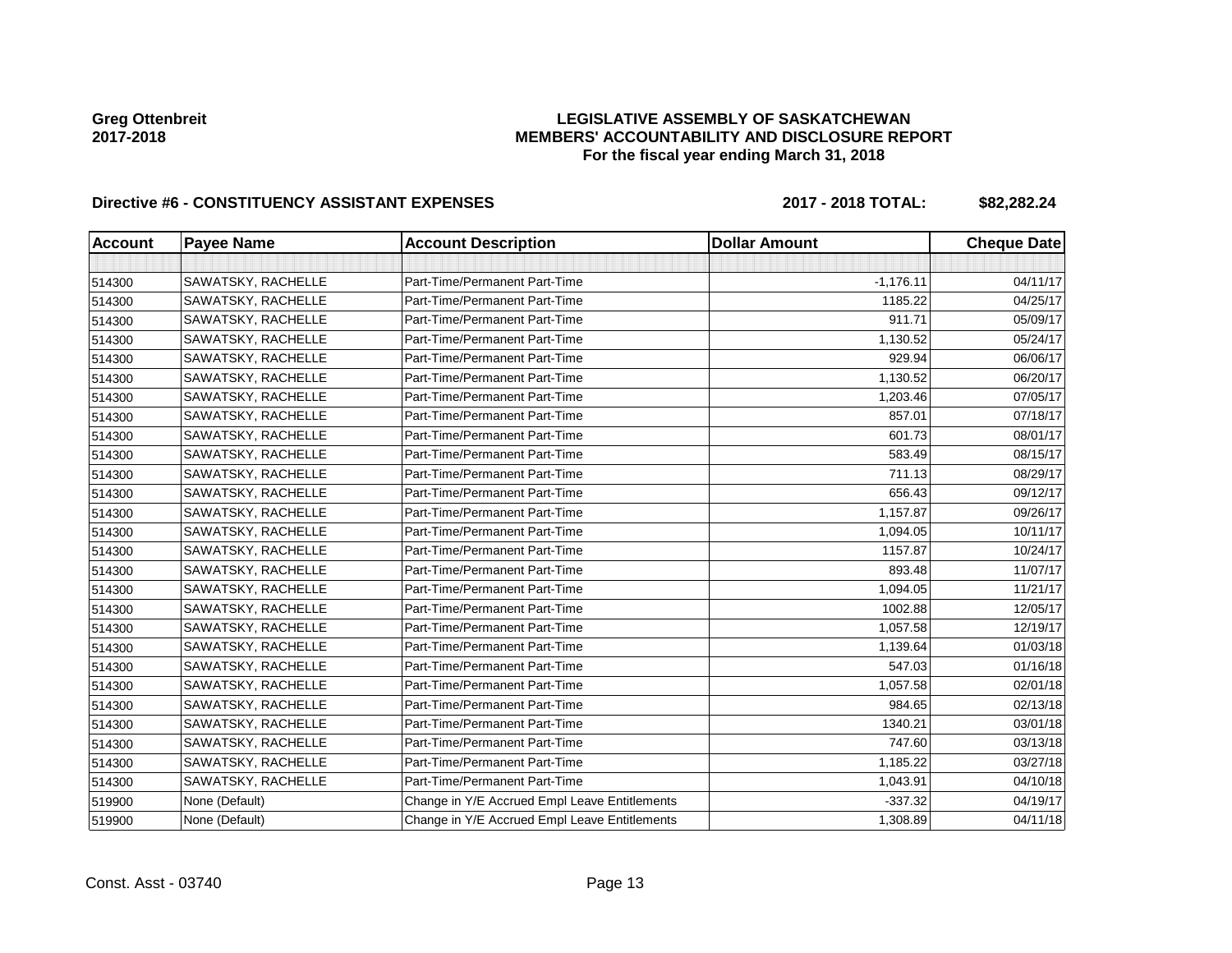**Greg Ottenbreit**
**2017-2018**

**LEGISLATIVE ASSEMBLY OF SASKATCHEWAN**
**MEMBERS' ACCOUNTABILITY AND DISCLOSURE REPORT**
**For the fiscal year ending March 31, 2018**

**Directive #6 - CONSTITUENCY ASSISTANT EXPENSES** **2017 - 2018 TOTAL: $82,282.24**

| Account | Payee Name | Account Description | Dollar Amount | Cheque Date |
|---|---|---|---|---|
| | | | | |
| 514300 | SAWATSKY, RACHELLE | Part-Time/Permanent Part-Time | -1,176.11 | 04/11/17 |
| 514300 | SAWATSKY, RACHELLE | Part-Time/Permanent Part-Time | 1185.22 | 04/25/17 |
| 514300 | SAWATSKY, RACHELLE | Part-Time/Permanent Part-Time | 911.71 | 05/09/17 |
| 514300 | SAWATSKY, RACHELLE | Part-Time/Permanent Part-Time | 1,130.52 | 05/24/17 |
| 514300 | SAWATSKY, RACHELLE | Part-Time/Permanent Part-Time | 929.94 | 06/06/17 |
| 514300 | SAWATSKY, RACHELLE | Part-Time/Permanent Part-Time | 1,130.52 | 06/20/17 |
| 514300 | SAWATSKY, RACHELLE | Part-Time/Permanent Part-Time | 1,203.46 | 07/05/17 |
| 514300 | SAWATSKY, RACHELLE | Part-Time/Permanent Part-Time | 857.01 | 07/18/17 |
| 514300 | SAWATSKY, RACHELLE | Part-Time/Permanent Part-Time | 601.73 | 08/01/17 |
| 514300 | SAWATSKY, RACHELLE | Part-Time/Permanent Part-Time | 583.49 | 08/15/17 |
| 514300 | SAWATSKY, RACHELLE | Part-Time/Permanent Part-Time | 711.13 | 08/29/17 |
| 514300 | SAWATSKY, RACHELLE | Part-Time/Permanent Part-Time | 656.43 | 09/12/17 |
| 514300 | SAWATSKY, RACHELLE | Part-Time/Permanent Part-Time | 1,157.87 | 09/26/17 |
| 514300 | SAWATSKY, RACHELLE | Part-Time/Permanent Part-Time | 1,094.05 | 10/11/17 |
| 514300 | SAWATSKY, RACHELLE | Part-Time/Permanent Part-Time | 1157.87 | 10/24/17 |
| 514300 | SAWATSKY, RACHELLE | Part-Time/Permanent Part-Time | 893.48 | 11/07/17 |
| 514300 | SAWATSKY, RACHELLE | Part-Time/Permanent Part-Time | 1,094.05 | 11/21/17 |
| 514300 | SAWATSKY, RACHELLE | Part-Time/Permanent Part-Time | 1002.88 | 12/05/17 |
| 514300 | SAWATSKY, RACHELLE | Part-Time/Permanent Part-Time | 1,057.58 | 12/19/17 |
| 514300 | SAWATSKY, RACHELLE | Part-Time/Permanent Part-Time | 1,139.64 | 01/03/18 |
| 514300 | SAWATSKY, RACHELLE | Part-Time/Permanent Part-Time | 547.03 | 01/16/18 |
| 514300 | SAWATSKY, RACHELLE | Part-Time/Permanent Part-Time | 1,057.58 | 02/01/18 |
| 514300 | SAWATSKY, RACHELLE | Part-Time/Permanent Part-Time | 984.65 | 02/13/18 |
| 514300 | SAWATSKY, RACHELLE | Part-Time/Permanent Part-Time | 1340.21 | 03/01/18 |
| 514300 | SAWATSKY, RACHELLE | Part-Time/Permanent Part-Time | 747.60 | 03/13/18 |
| 514300 | SAWATSKY, RACHELLE | Part-Time/Permanent Part-Time | 1,185.22 | 03/27/18 |
| 514300 | SAWATSKY, RACHELLE | Part-Time/Permanent Part-Time | 1,043.91 | 04/10/18 |
| 519900 | None (Default) | Change in Y/E Accrued Empl Leave Entitlements | -337.32 | 04/19/17 |
| 519900 | None (Default) | Change in Y/E Accrued Empl Leave Entitlements | 1,308.89 | 04/11/18 |

Const. Asst - 03740